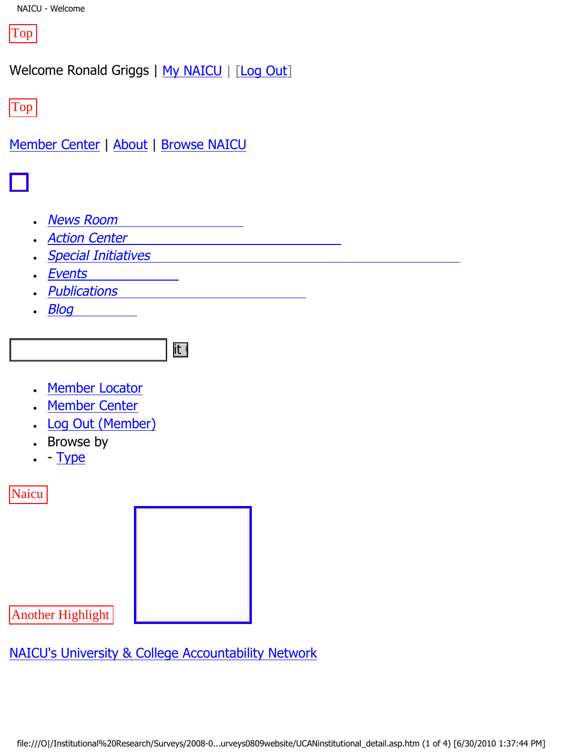Top

Welcome Ronald Griggs | My NAICU | [Log Out]

Top

Member Center | About | Browse NAICU

- *News Room*
- *Action Center*
- *Special Initiatives*
- *Events*
- *Publications*
- *Blog*

it

- Member Locator
- Member Center
- Log Out (Member)
- Browse by
- - Type

Naicu

Another Highlight

NAICU's University & College Accountability Network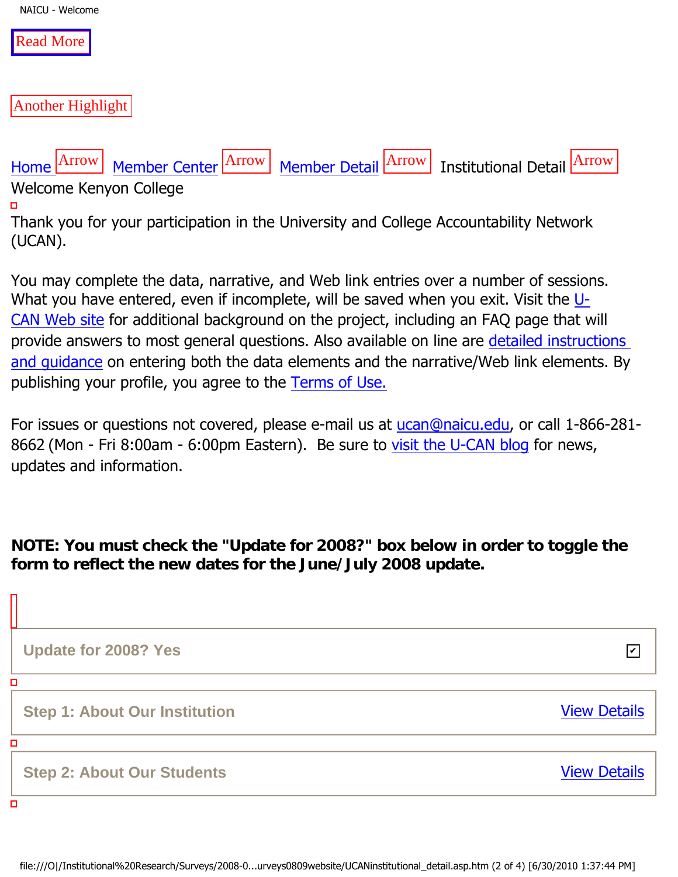Read More

Another Highlight

Home Arrow Member Center Arrow Member Detail Arrow Institutional Detail Arrow

Welcome Kenyon College

Thank you for your participation in the University and College Accountability Network (UCAN).

You may complete the data, narrative, and Web link entries over a number of sessions. What you have entered, even if incomplete, will be saved when you exit. Visit the U-CAN Web site for additional background on the project, including an FAQ page that will provide answers to most general questions. Also available on line are detailed instructions and guidance on entering both the data elements and the narrative/Web link elements. By publishing your profile, you agree to the Terms of Use.

For issues or questions not covered, please e-mail us at ucan@naicu.edu, or call 1-866-281-8662 (Mon - Fri 8:00am - 6:00pm Eastern). Be sure to visit the U-CAN blog for news, updates and information.

**NOTE: You must check the "Update for 2008?" box below in order to toggle the form to reflect the new dates for the June/July 2008 update.**

| | |
|---|---|
| **Update for 2008? Yes** | ☑ |
| **Step 1: About Our Institution** | View Details |
| **Step 2: About Our Students** | View Details |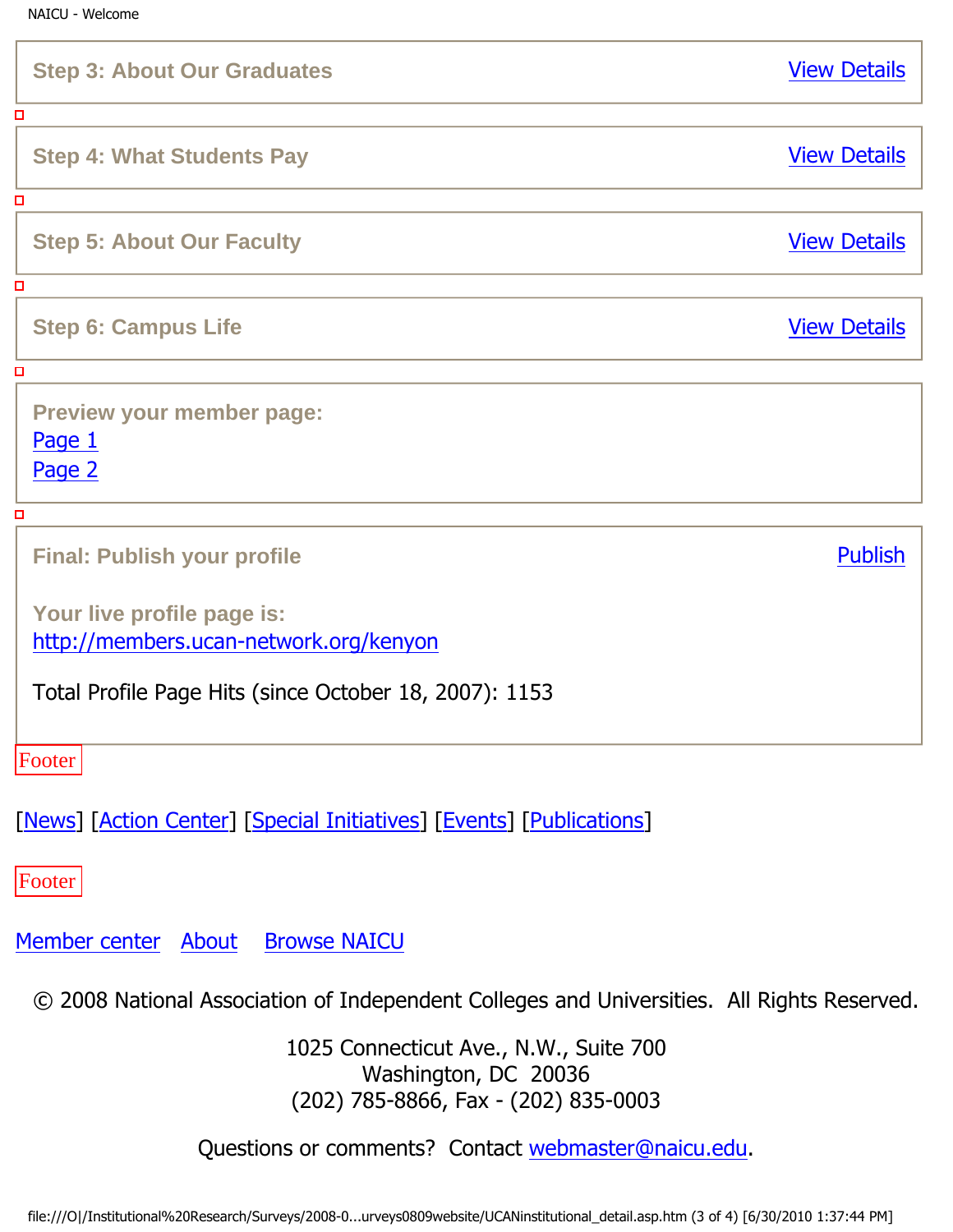**Step 3: About Our Graduates** View Details

**Step 4: What Students Pay** View Details

**Step 5: About Our Faculty** View Details

**Step 6: Campus Life** View Details

**Preview your member page:**
Page 1
Page 2

**Final: Publish your profile** Publish

**Your live profile page is:**
http://members.ucan-network.org/kenyon

Total Profile Page Hits (since October 18, 2007): 1153

Footer

[News] [Action Center] [Special Initiatives] [Events] [Publications]

Footer

Member center About Browse NAICU

© 2008 National Association of Independent Colleges and Universities. All Rights Reserved.

1025 Connecticut Ave., N.W., Suite 700
Washington, DC 20036
(202) 785-8866, Fax - (202) 835-0003

Questions or comments? Contact webmaster@naicu.edu.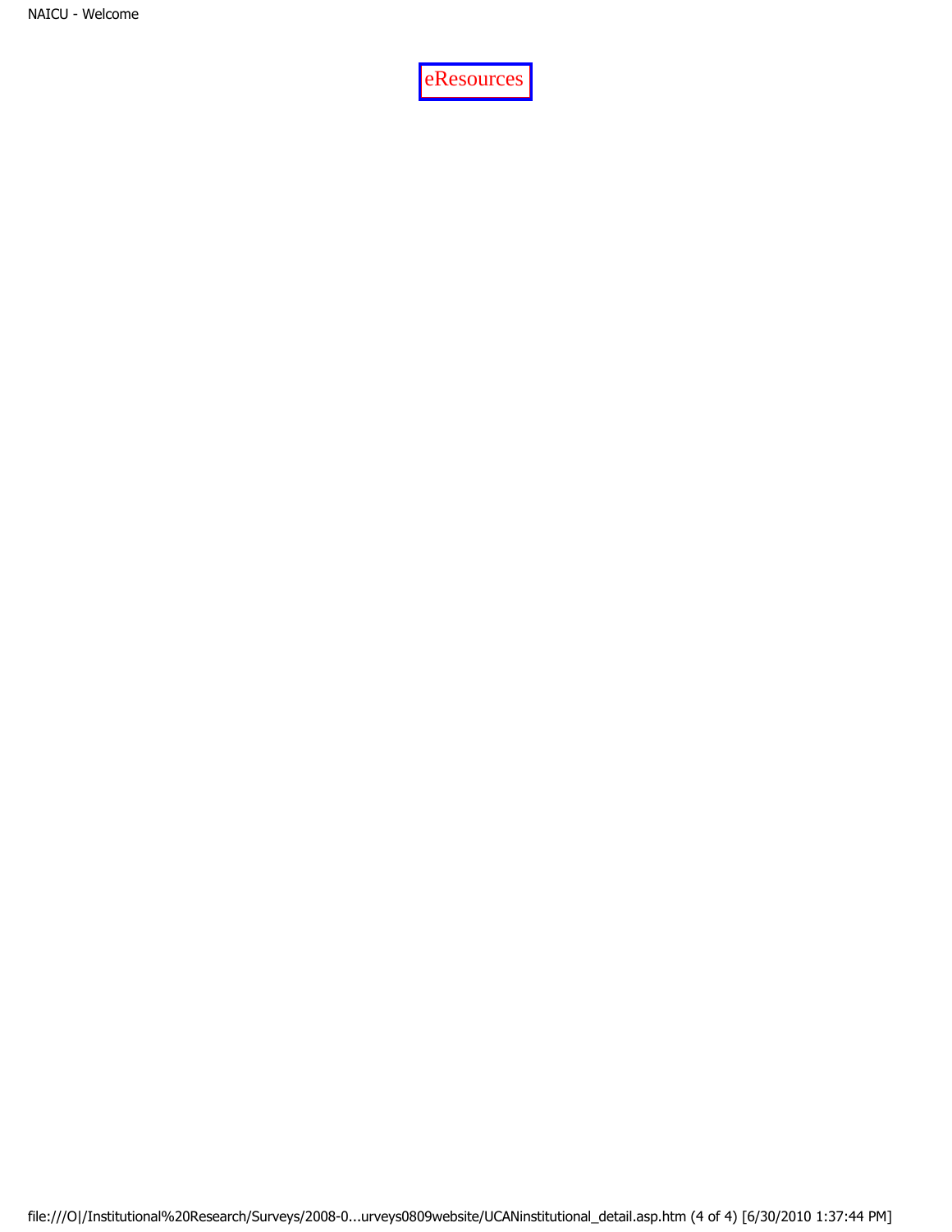eResources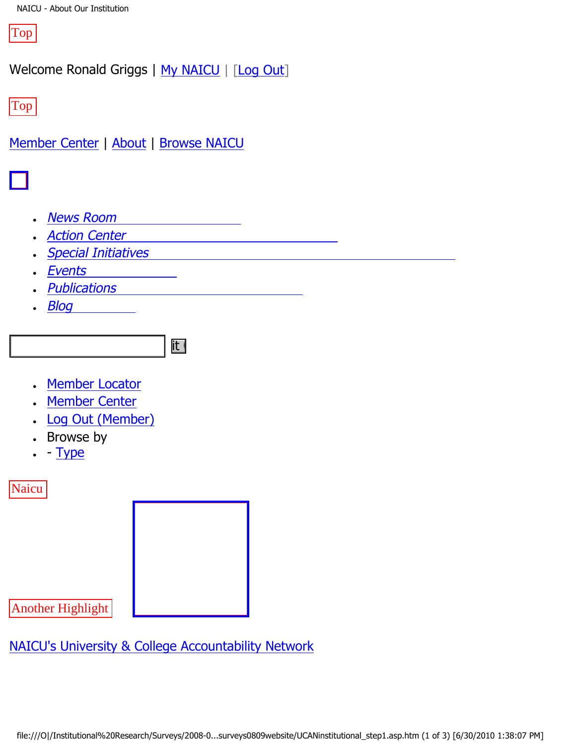Top

Welcome Ronald Griggs | My NAICU | [Log Out]

Top

Member Center | About | Browse NAICU

- *News Room*
- *Action Center*
- *Special Initiatives*
- *Events*
- *Publications*
- *Blog*

it

- Member Locator
- Member Center
- Log Out (Member)
- Browse by
- - Type

Naicu

Another Highlight

NAICU's University & College Accountability Network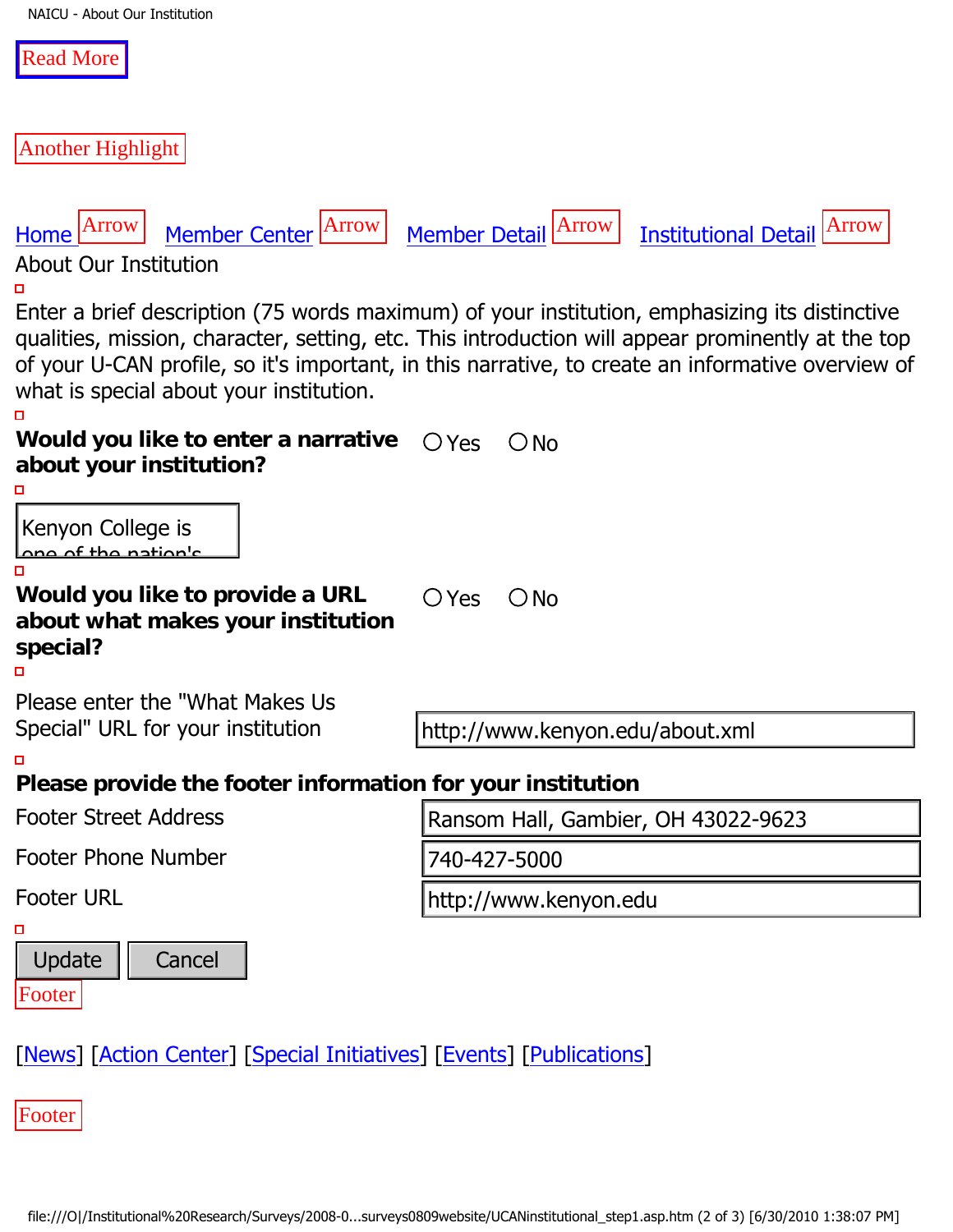Read More

Another Highlight

Home Arrow Member Center Arrow Member Detail Arrow Institutional Detail Arrow

About Our Institution

Enter a brief description (75 words maximum) of your institution, emphasizing its distinctive qualities, mission, character, setting, etc. This introduction will appear prominently at the top of your U-CAN profile, so it's important, in this narrative, to create an informative overview of what is special about your institution.

**Would you like to enter a narrative about your institution?** ○ Yes ○ No

Kenyon College is one of the nation's

**Would you like to provide a URL about what makes your institution special?** ○ Yes ○ No

Please enter the "What Makes Us Special" URL for your institution: http://www.kenyon.edu/about.xml

**Please provide the footer information for your institution**

| | |
|---|---|
| Footer Street Address | Ransom Hall, Gambier, OH 43022-9623 |
| Footer Phone Number | 740-427-5000 |
| Footer URL | http://www.kenyon.edu |

Update Cancel

Footer

[News] [Action Center] [Special Initiatives] [Events] [Publications]

Footer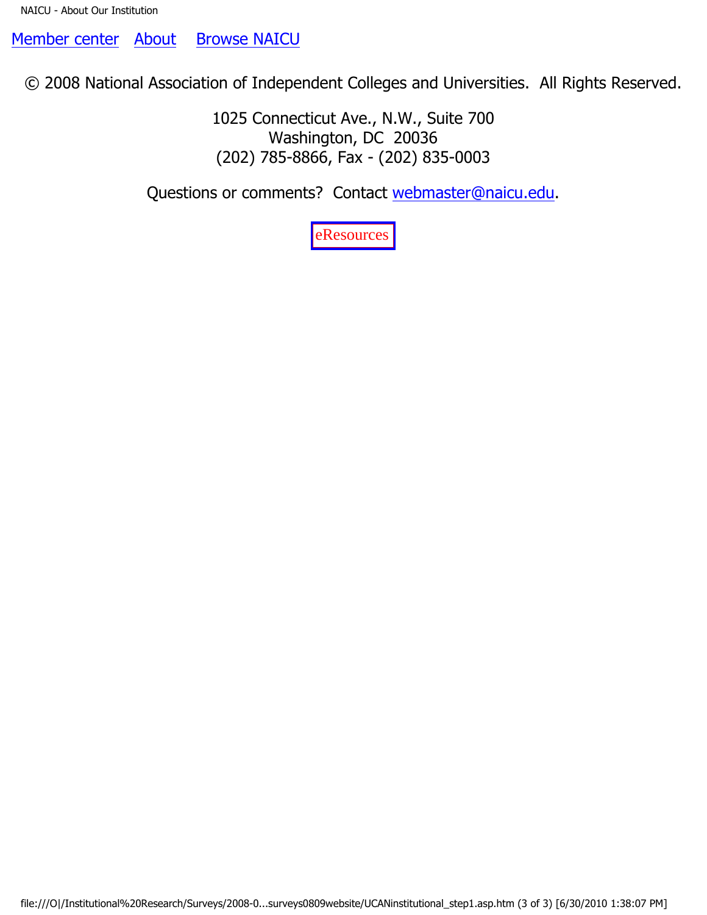Member center   About   Browse NAICU

© 2008 National Association of Independent Colleges and Universities.  All Rights Reserved.

1025 Connecticut Ave., N.W., Suite 700
Washington, DC  20036
(202) 785-8866, Fax - (202) 835-0003

Questions or comments?  Contact webmaster@naicu.edu.

eResources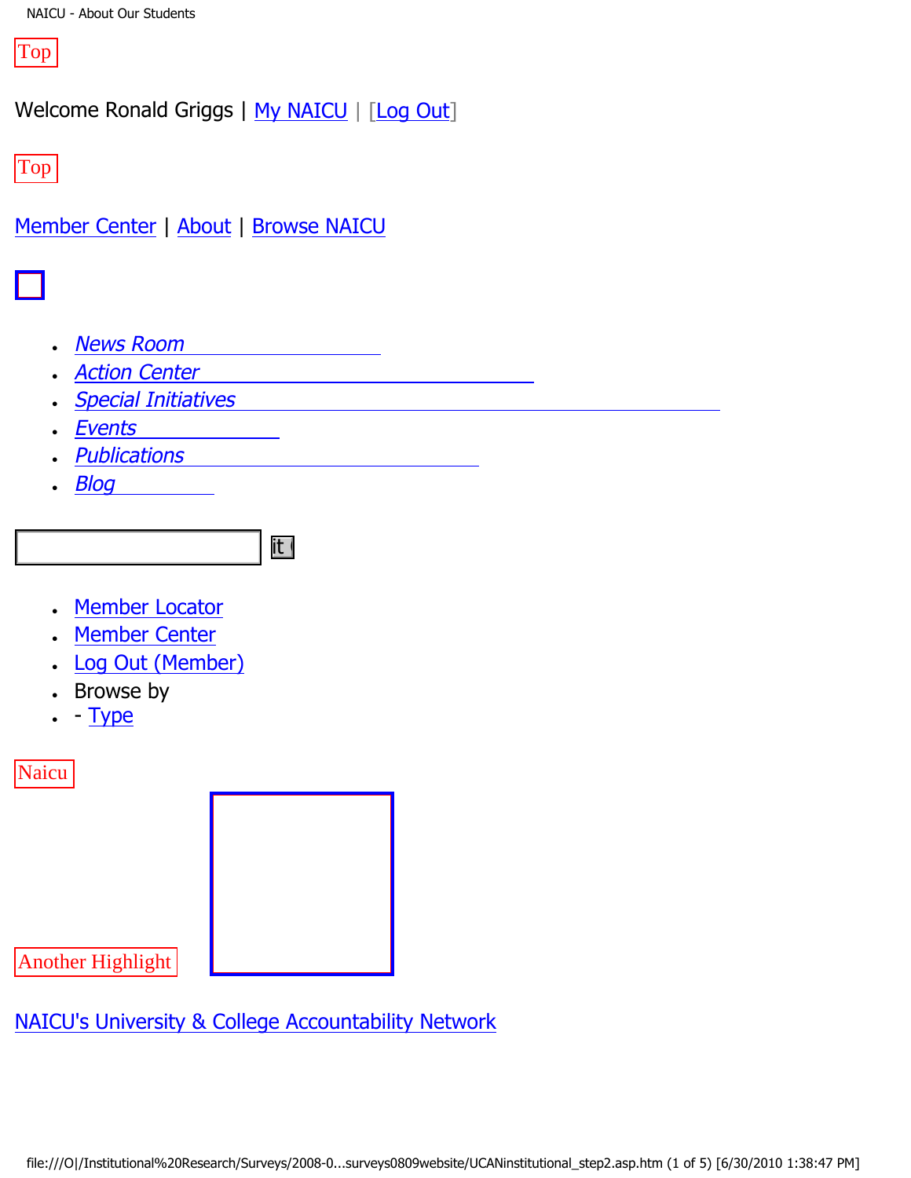Top

Welcome Ronald Griggs | My NAICU | [Log Out]

Top

Member Center | About | Browse NAICU

- *News Room*
- *Action Center*
- *Special Initiatives*
- *Events*
- *Publications*
- *Blog*

it (

- Member Locator
- Member Center
- Log Out (Member)
- Browse by
- \- Type

Naicu

Another Highlight

NAICU's University & College Accountability Network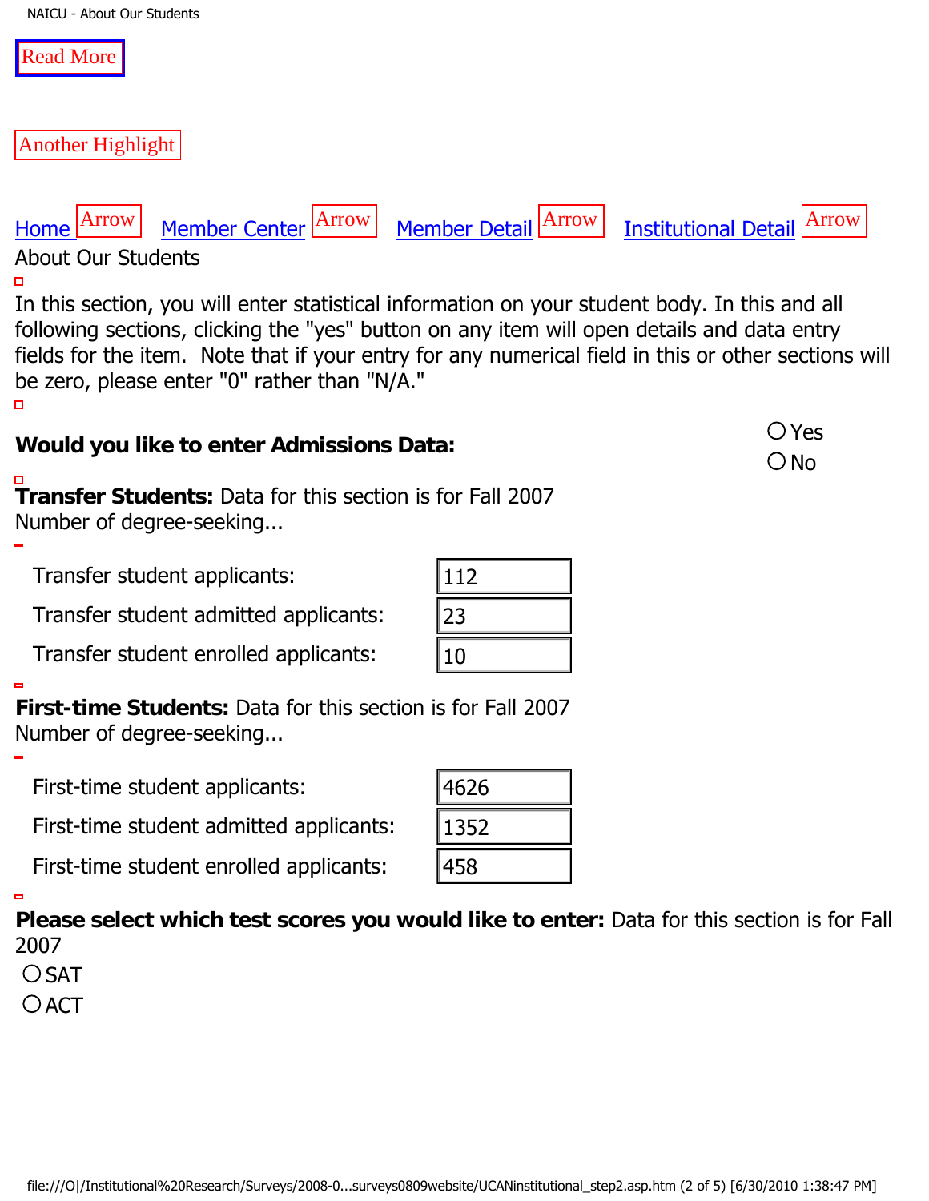Read More

Another Highlight

Home Arrow Member Center Arrow Member Detail Arrow Institutional Detail Arrow

About Our Students

In this section, you will enter statistical information on your student body. In this and all following sections, clicking the "yes" button on any item will open details and data entry fields for the item. Note that if your entry for any numerical field in this or other sections will be zero, please enter "0" rather than "N/A."

**Would you like to enter Admissions Data:**

- ○ Yes
- ○ No

**Transfer Students:** Data for this section is for Fall 2007
Number of degree-seeking...

| | |
|---|---|
| Transfer student applicants: | 112 |
| Transfer student admitted applicants: | 23 |
| Transfer student enrolled applicants: | 10 |

**First-time Students:** Data for this section is for Fall 2007
Number of degree-seeking...

| | |
|---|---|
| First-time student applicants: | 4626 |
| First-time student admitted applicants: | 1352 |
| First-time student enrolled applicants: | 458 |

**Please select which test scores you would like to enter:** Data for this section is for Fall 2007

- ○ SAT
- ○ ACT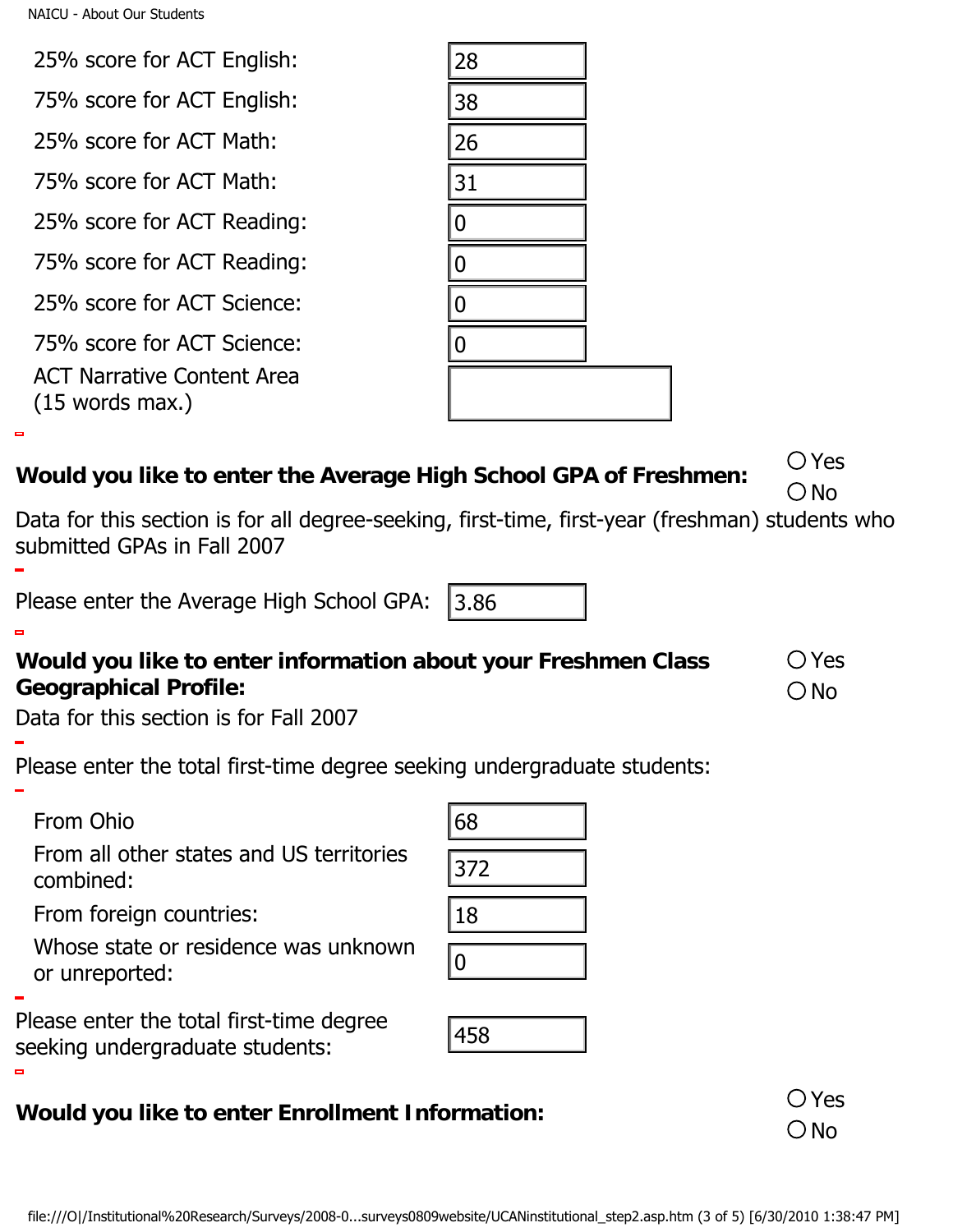| | |
|---|---|
| 25% score for ACT English: | 28 |
| 75% score for ACT English: | 38 |
| 25% score for ACT Math: | 26 |
| 75% score for ACT Math: | 31 |
| 25% score for ACT Reading: | 0 |
| 75% score for ACT Reading: | 0 |
| 25% score for ACT Science: | 0 |
| 75% score for ACT Science: | 0 |
| ACT Narrative Content Area (15 words max.) | |

**Would you like to enter the Average High School GPA of Freshmen:** ○ Yes ○ No

Data for this section is for all degree-seeking, first-time, first-year (freshman) students who submitted GPAs in Fall 2007

Please enter the Average High School GPA: 3.86

**Would you like to enter information about your Freshmen Class Geographical Profile:** ○ Yes ○ No

Data for this section is for Fall 2007

Please enter the total first-time degree seeking undergraduate students:

| | |
|---|---|
| From Ohio | 68 |
| From all other states and US territories combined: | 372 |
| From foreign countries: | 18 |
| Whose state or residence was unknown or unreported: | 0 |

Please enter the total first-time degree seeking undergraduate students: 458

**Would you like to enter Enrollment Information:** ○ Yes ○ No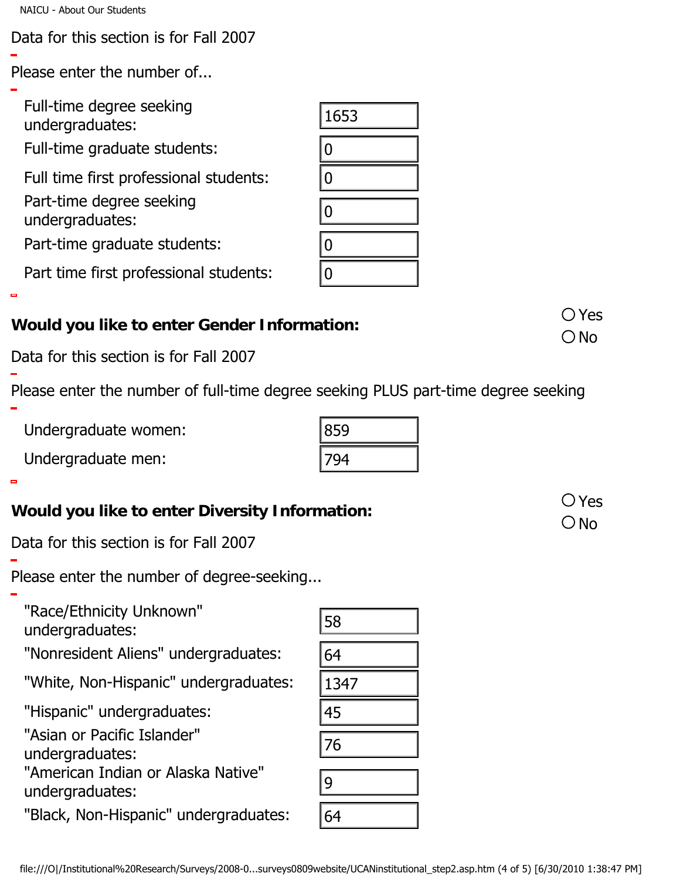Data for this section is for Fall 2007

Please enter the number of...

| | |
|---|---|
| Full-time degree seeking undergraduates: | 1653 |
| Full-time graduate students: | 0 |
| Full time first professional students: | 0 |
| Part-time degree seeking undergraduates: | 0 |
| Part-time graduate students: | 0 |
| Part time first professional students: | 0 |

**Would you like to enter Gender Information:** ○ Yes ○ No

Data for this section is for Fall 2007

Please enter the number of full-time degree seeking PLUS part-time degree seeking

| | |
|---|---|
| Undergraduate women: | 859 |
| Undergraduate men: | 794 |

**Would you like to enter Diversity Information:** ○ Yes ○ No

Data for this section is for Fall 2007

Please enter the number of degree-seeking...

| | |
|---|---|
| "Race/Ethnicity Unknown" undergraduates: | 58 |
| "Nonresident Aliens" undergraduates: | 64 |
| "White, Non-Hispanic" undergraduates: | 1347 |
| "Hispanic" undergraduates: | 45 |
| "Asian or Pacific Islander" undergraduates: | 76 |
| "American Indian or Alaska Native" undergraduates: | 9 |
| "Black, Non-Hispanic" undergraduates: | 64 |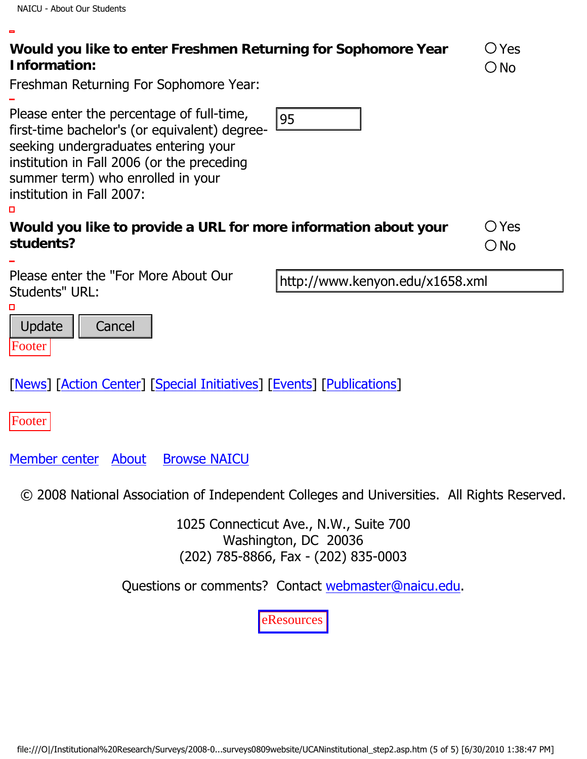**Would you like to enter Freshmen Returning for Sophomore Year Information:** ○ Yes ○ No

Freshman Returning For Sophomore Year:

Please enter the percentage of full-time, first-time bachelor's (or equivalent) degree-seeking undergraduates entering your institution in Fall 2006 (or the preceding summer term) who enrolled in your institution in Fall 2007: 95

**Would you like to provide a URL for more information about your students?** ○ Yes ○ No

Please enter the "For More About Our Students" URL: http://www.kenyon.edu/x1658.xml

Update Cancel

Footer

[News] [Action Center] [Special Initiatives] [Events] [Publications]

Footer

Member center About Browse NAICU

© 2008 National Association of Independent Colleges and Universities. All Rights Reserved.

1025 Connecticut Ave., N.W., Suite 700
Washington, DC 20036
(202) 785-8866, Fax - (202) 835-0003

Questions or comments? Contact webmaster@naicu.edu.

eResources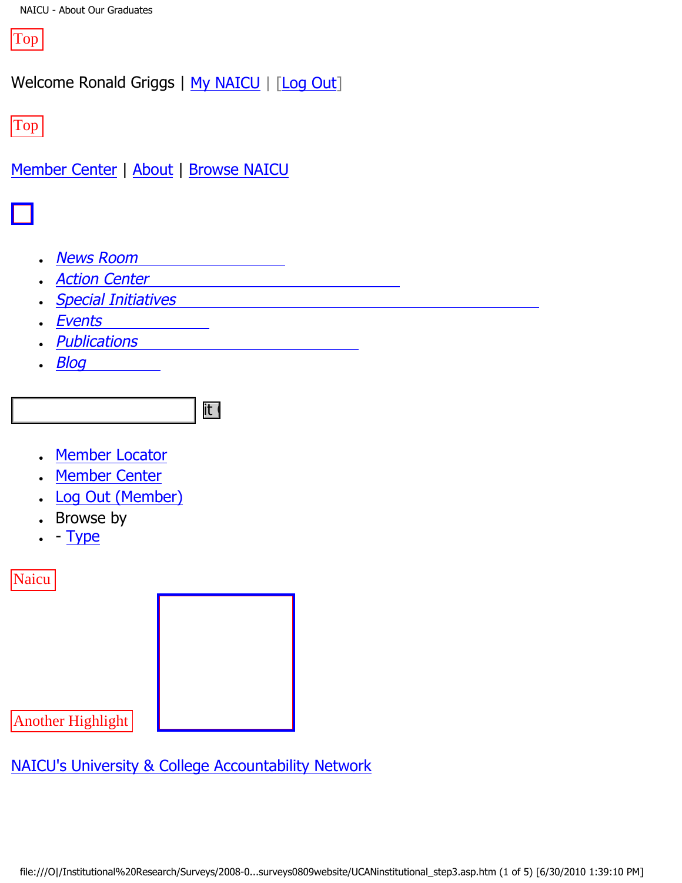Top

Welcome Ronald Griggs | [My NAICU](#) | [[Log Out](#)]

Top

[Member Center](#) | [About](#) | [Browse NAICU](#)

- *News Room*
- *Action Center*
- *Special Initiatives*
- *Events*
- *Publications*
- *Blog*

it

- Member Locator
- Member Center
- Log Out (Member)
- Browse by
- - Type

Naicu

Another Highlight

NAICU's University & College Accountability Network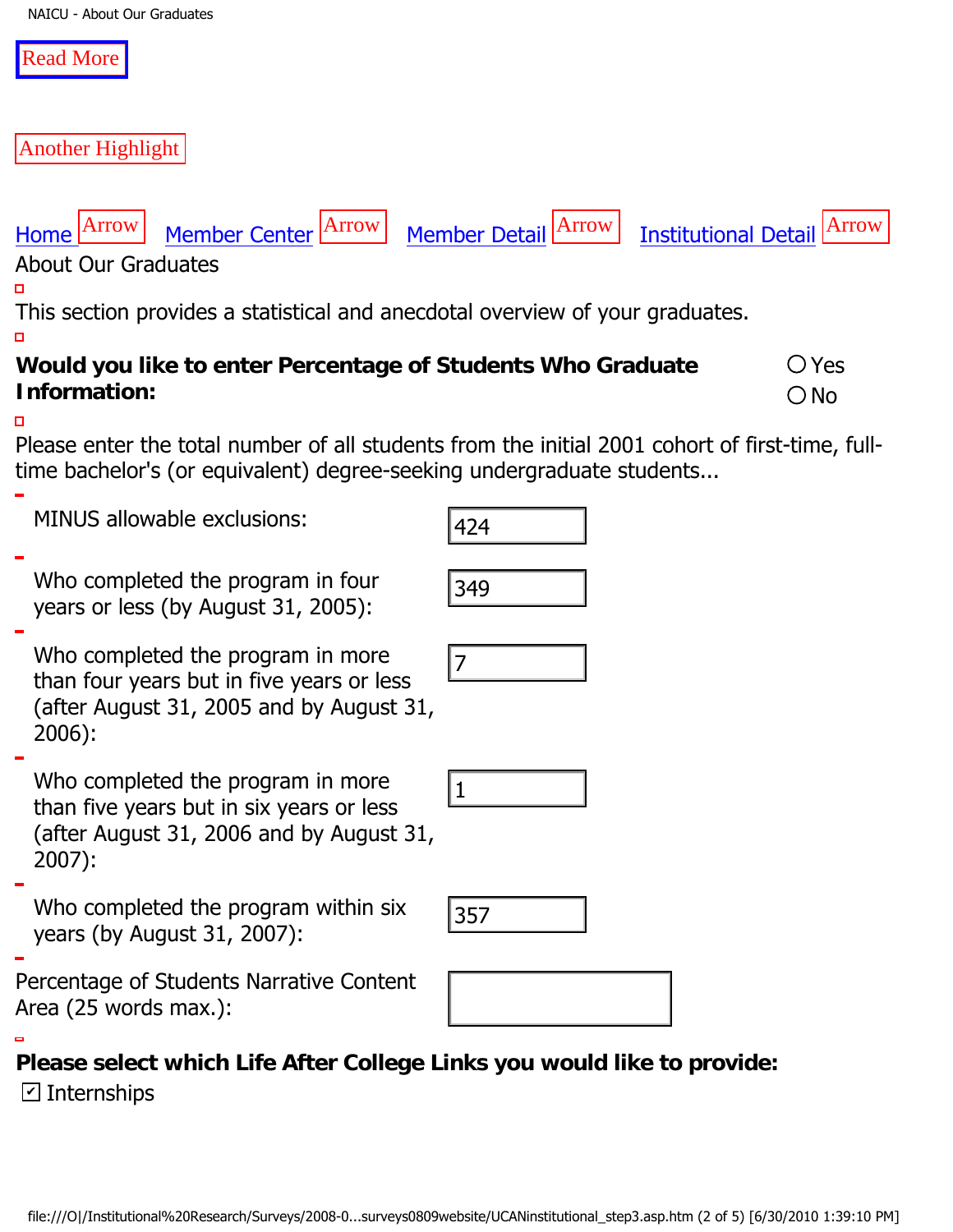Read More

Another Highlight

Home Arrow Member Center Arrow Member Detail Arrow Institutional Detail Arrow

About Our Graduates

This section provides a statistical and anecdotal overview of your graduates.

**Would you like to enter Percentage of Students Who Graduate Information:**

○ Yes
○ No

Please enter the total number of all students from the initial 2001 cohort of first-time, full-time bachelor's (or equivalent) degree-seeking undergraduate students...

| | |
|---|---|
| MINUS allowable exclusions: | 424 |
| Who completed the program in four years or less (by August 31, 2005): | 349 |
| Who completed the program in more than four years but in five years or less (after August 31, 2005 and by August 31, 2006): | 7 |
| Who completed the program in more than five years but in six years or less (after August 31, 2006 and by August 31, 2007): | 1 |
| Who completed the program within six years (by August 31, 2007): | 357 |
| Percentage of Students Narrative Content Area (25 words max.): | |

**Please select which Life After College Links you would like to provide:**

☑ Internships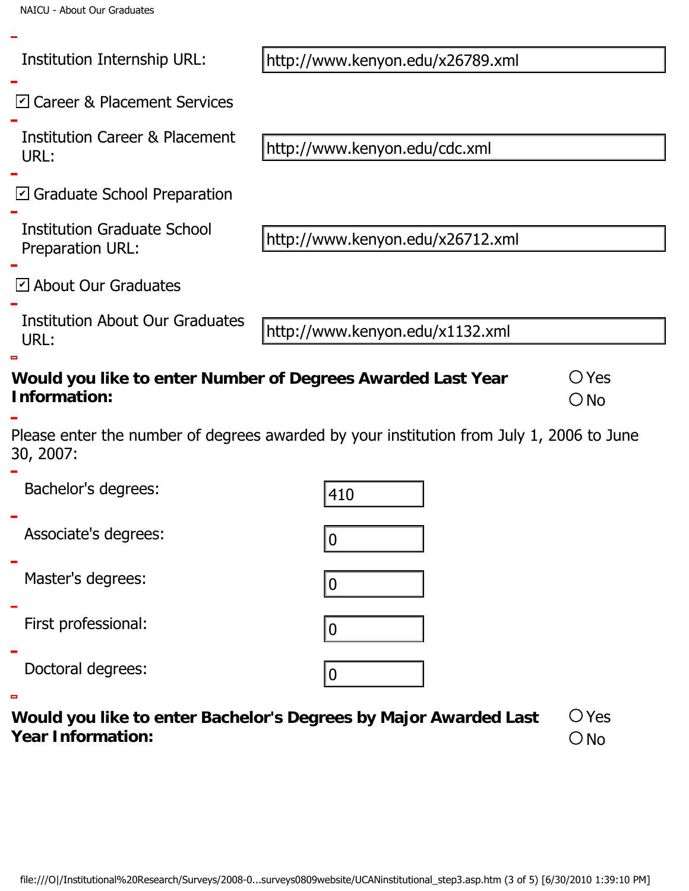Institution Internship URL: http://www.kenyon.edu/x26789.xml

☑ Career & Placement Services

Institution Career & Placement URL: http://www.kenyon.edu/cdc.xml

☑ Graduate School Preparation

Institution Graduate School Preparation URL: http://www.kenyon.edu/x26712.xml

☑ About Our Graduates

Institution About Our Graduates URL: http://www.kenyon.edu/x1132.xml

**Would you like to enter Number of Degrees Awarded Last Year Information:** ○ Yes ○ No

Please enter the number of degrees awarded by your institution from July 1, 2006 to June 30, 2007:

| | |
|---|---|
| Bachelor's degrees: | 410 |
| Associate's degrees: | 0 |
| Master's degrees: | 0 |
| First professional: | 0 |
| Doctoral degrees: | 0 |

**Would you like to enter Bachelor's Degrees by Major Awarded Last Year Information:** ○ Yes ○ No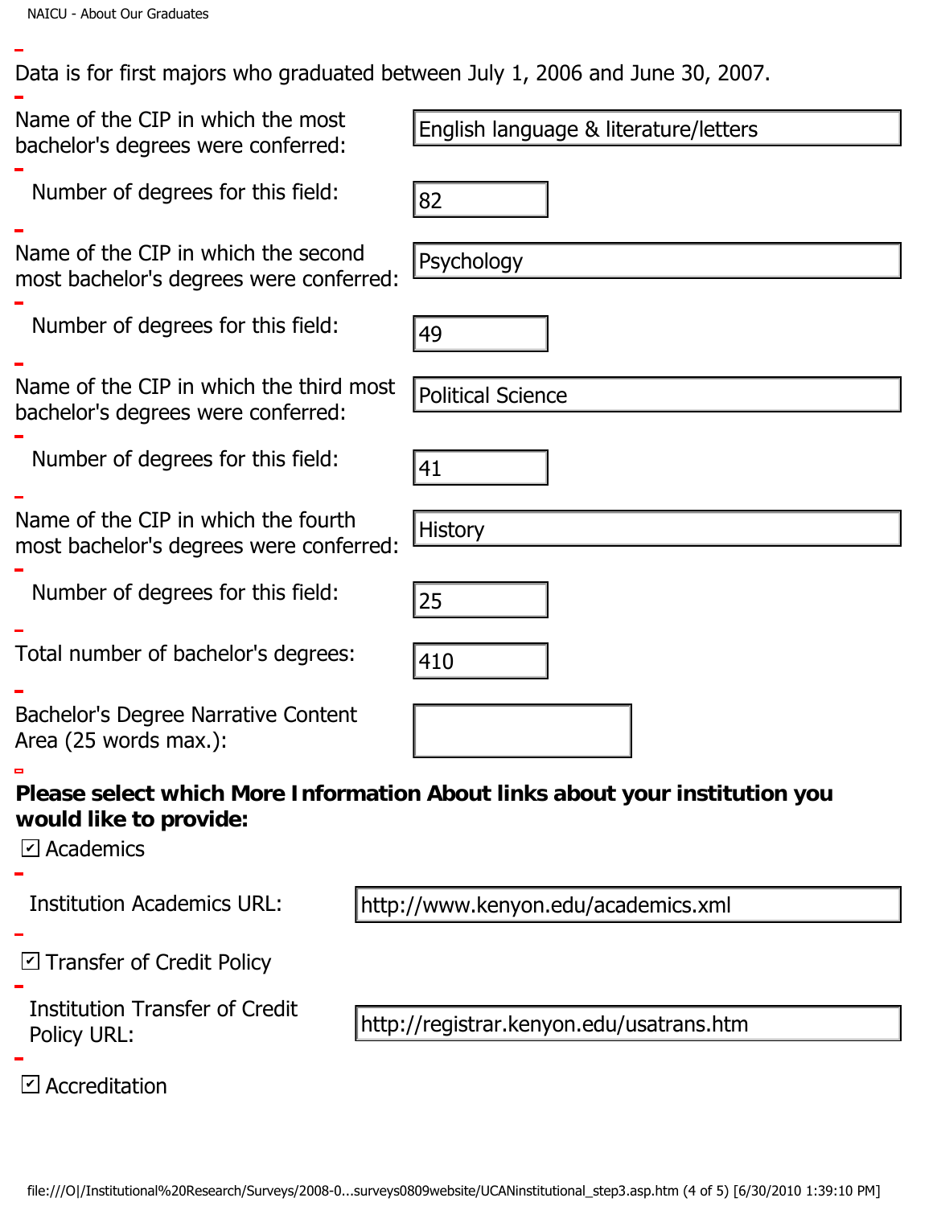Data is for first majors who graduated between July 1, 2006 and June 30, 2007.

| | |
|---|---|
| Name of the CIP in which the most bachelor's degrees were conferred: | English language & literature/letters |
| Number of degrees for this field: | 82 |
| Name of the CIP in which the second most bachelor's degrees were conferred: | Psychology |
| Number of degrees for this field: | 49 |
| Name of the CIP in which the third most bachelor's degrees were conferred: | Political Science |
| Number of degrees for this field: | 41 |
| Name of the CIP in which the fourth most bachelor's degrees were conferred: | History |
| Number of degrees for this field: | 25 |
| Total number of bachelor's degrees: | 410 |
| Bachelor's Degree Narrative Content Area (25 words max.): | |

**Please select which More Information About links about your institution you would like to provide:**

☑ Academics

Institution Academics URL: http://www.kenyon.edu/academics.xml

☑ Transfer of Credit Policy

Institution Transfer of Credit Policy URL: http://registrar.kenyon.edu/usatrans.htm

☑ Accreditation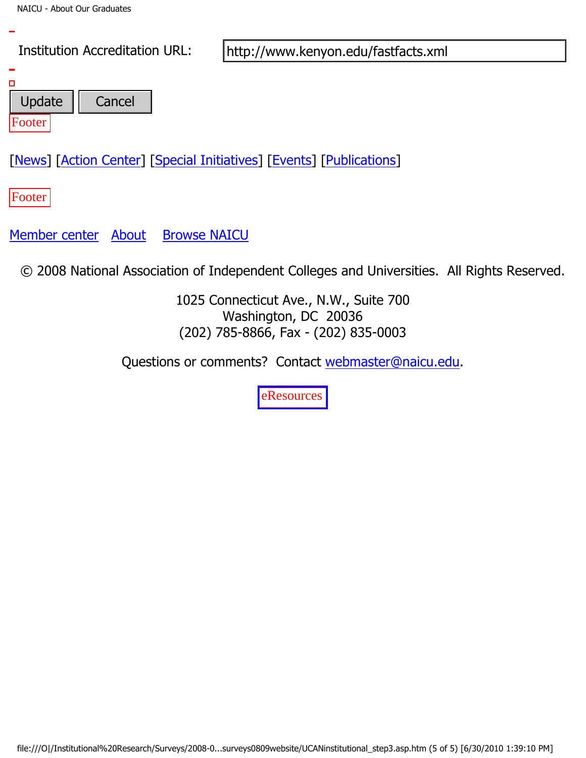Institution Accreditation URL: http://www.kenyon.edu/fastfacts.xml

Update Cancel

Footer

[News] [Action Center] [Special Initiatives] [Events] [Publications]

Footer

Member center About Browse NAICU

© 2008 National Association of Independent Colleges and Universities. All Rights Reserved.

1025 Connecticut Ave., N.W., Suite 700
Washington, DC 20036
(202) 785-8866, Fax - (202) 835-0003

Questions or comments? Contact webmaster@naicu.edu.

eResources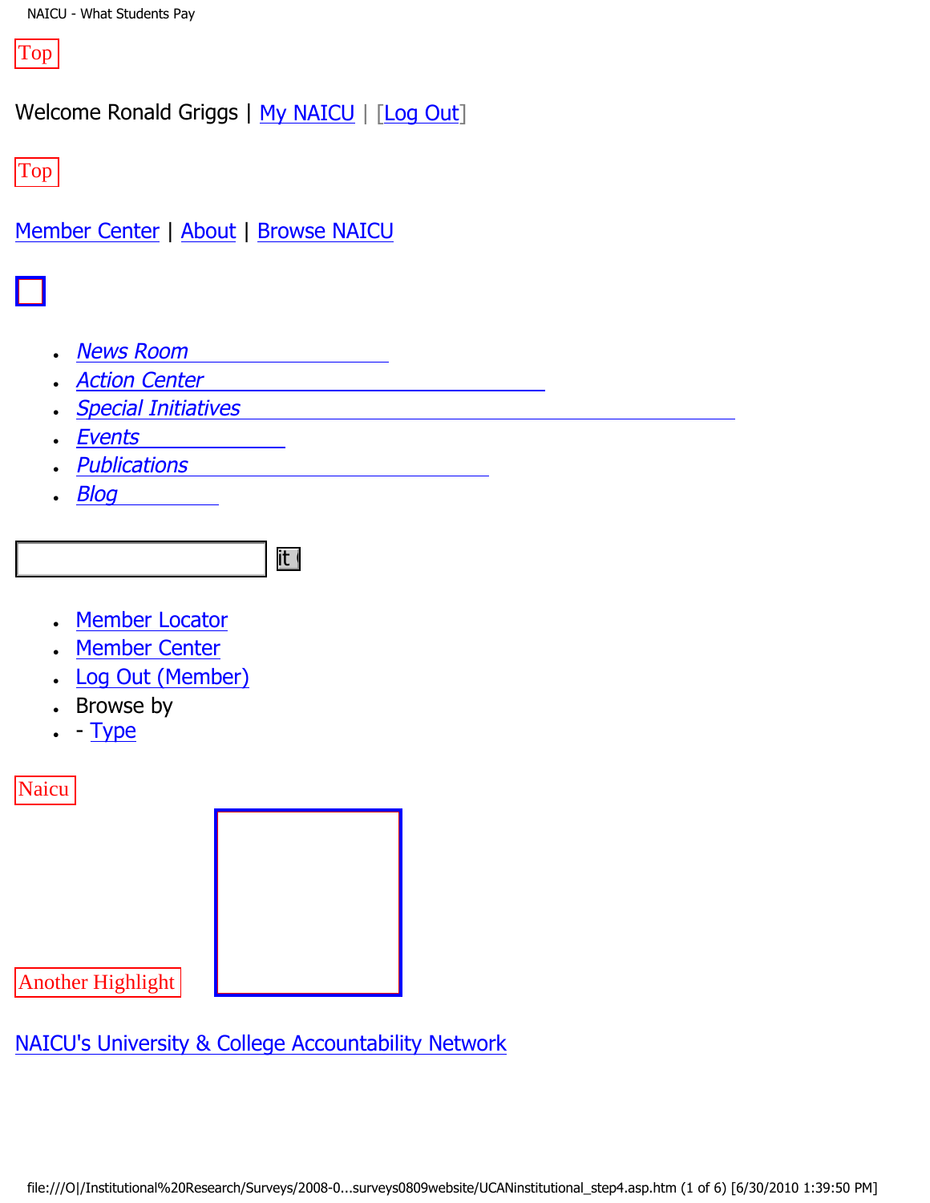Top

Welcome Ronald Griggs | My NAICU | [Log Out]

Top

Member Center | About | Browse NAICU

- *News Room*
- *Action Center*
- *Special Initiatives*
- *Events*
- *Publications*
- *Blog*

- Member Locator
- Member Center
- Log Out (Member)
- Browse by
- - Type

Naicu

Another Highlight

NAICU's University & College Accountability Network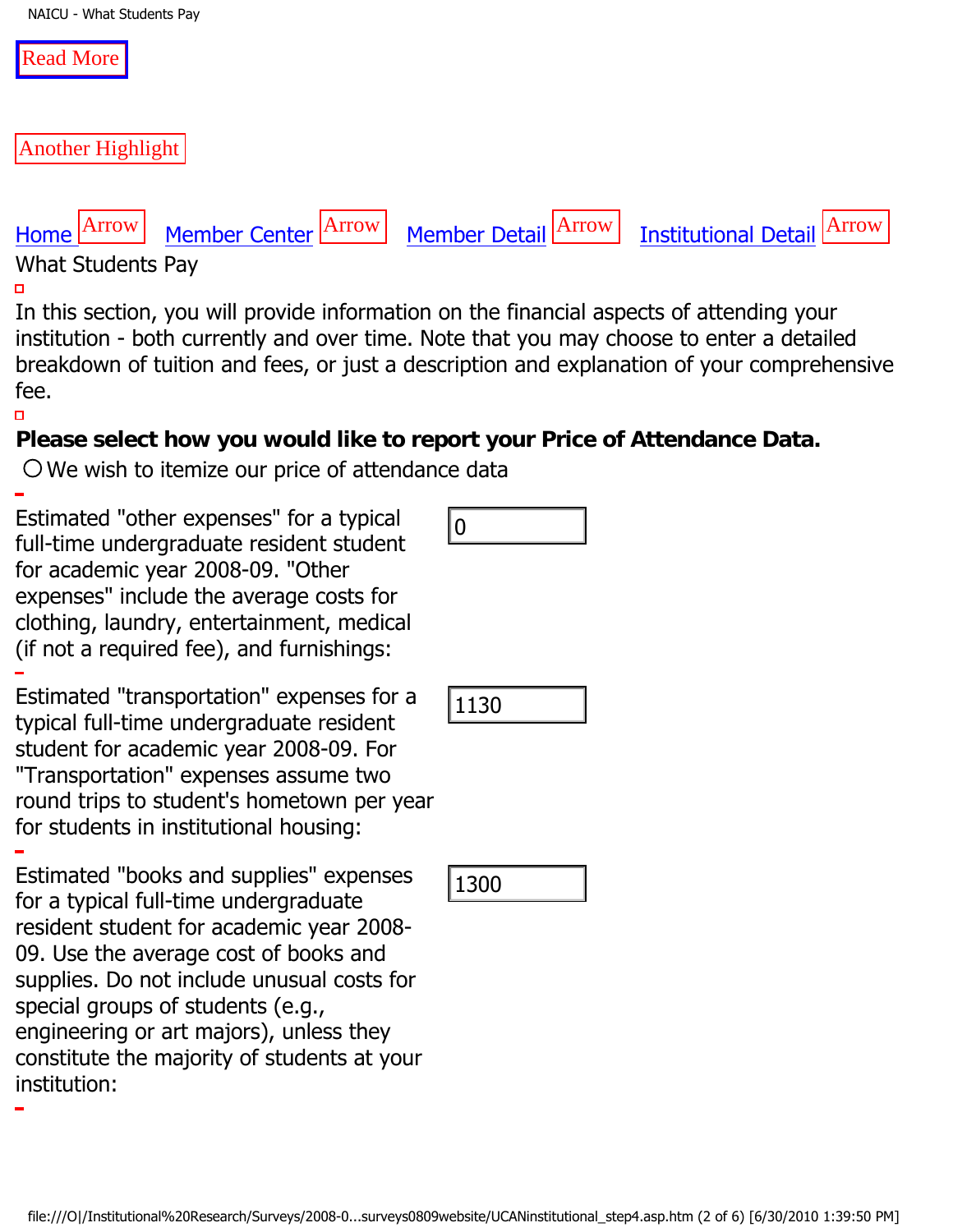Read More

Another Highlight

Home Arrow Member Center Arrow Member Detail Arrow Institutional Detail Arrow

What Students Pay

In this section, you will provide information on the financial aspects of attending your institution - both currently and over time. Note that you may choose to enter a detailed breakdown of tuition and fees, or just a description and explanation of your comprehensive fee.

**Please select how you would like to report your Price of Attendance Data.**

○ We wish to itemize our price of attendance data

| | |
|---|---|
| Estimated "other expenses" for a typical full-time undergraduate resident student for academic year 2008-09. "Other expenses" include the average costs for clothing, laundry, entertainment, medical (if not a required fee), and furnishings: | 0 |
| Estimated "transportation" expenses for a typical full-time undergraduate resident student for academic year 2008-09. For "Transportation" expenses assume two round trips to student's hometown per year for students in institutional housing: | 1130 |
| Estimated "books and supplies" expenses for a typical full-time undergraduate resident student for academic year 2008-09. Use the average cost of books and supplies. Do not include unusual costs for special groups of students (e.g., engineering or art majors), unless they constitute the majority of students at your institution: | 1300 |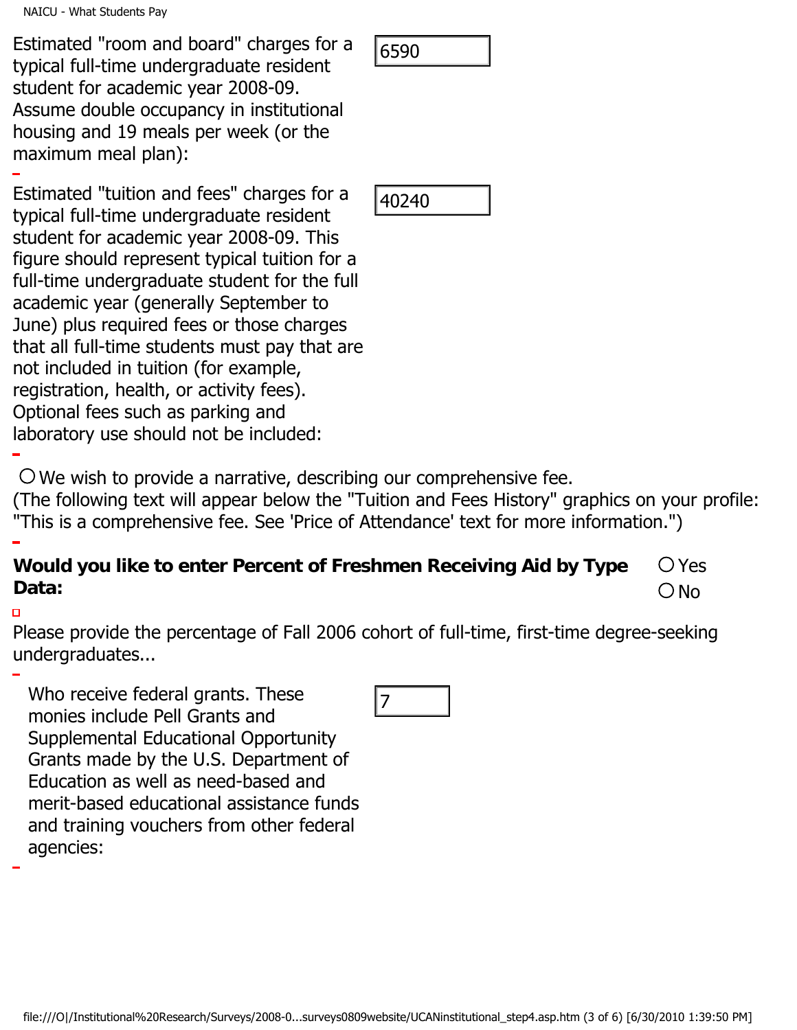Estimated "room and board" charges for a typical full-time undergraduate resident student for academic year 2008-09. Assume double occupancy in institutional housing and 19 meals per week (or the maximum meal plan):

6590

Estimated "tuition and fees" charges for a typical full-time undergraduate resident student for academic year 2008-09. This figure should represent typical tuition for a full-time undergraduate student for the full academic year (generally September to June) plus required fees or those charges that all full-time students must pay that are not included in tuition (for example, registration, health, or activity fees). Optional fees such as parking and laboratory use should not be included:

40240

○ We wish to provide a narrative, describing our comprehensive fee.
(The following text will appear below the "Tuition and Fees History" graphics on your profile: "This is a comprehensive fee. See 'Price of Attendance' text for more information.")

**Would you like to enter Percent of Freshmen Receiving Aid by Type Data:**

○ Yes
○ No

Please provide the percentage of Fall 2006 cohort of full-time, first-time degree-seeking undergraduates...

Who receive federal grants. These monies include Pell Grants and Supplemental Educational Opportunity Grants made by the U.S. Department of Education as well as need-based and merit-based educational assistance funds and training vouchers from other federal agencies:

7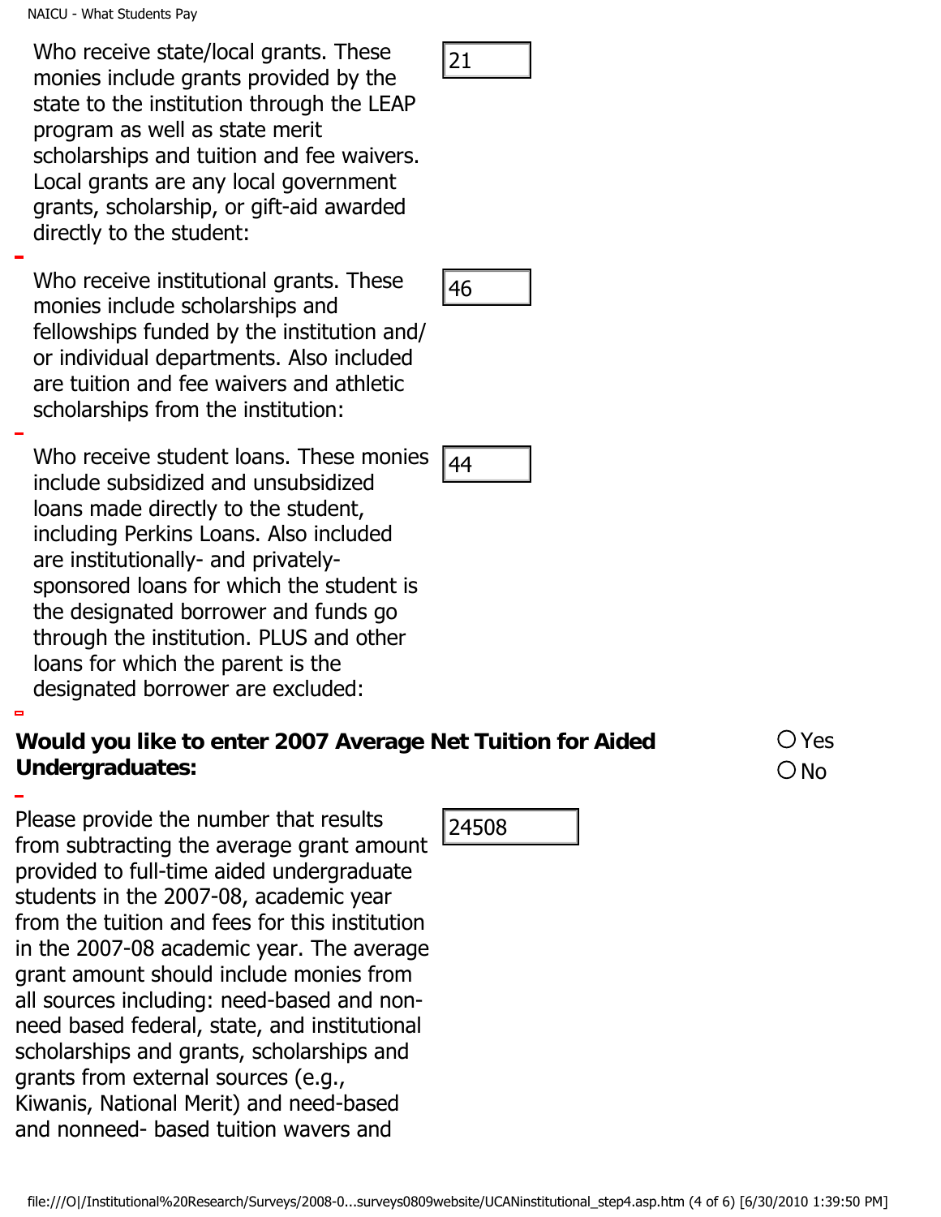Who receive state/local grants. These monies include grants provided by the state to the institution through the LEAP program as well as state merit scholarships and tuition and fee waivers. Local grants are any local government grants, scholarship, or gift-aid awarded directly to the student: 21

Who receive institutional grants. These monies include scholarships and fellowships funded by the institution and/ or individual departments. Also included are tuition and fee waivers and athletic scholarships from the institution: 46

Who receive student loans. These monies include subsidized and unsubsidized loans made directly to the student, including Perkins Loans. Also included are institutionally- and privately-sponsored loans for which the student is the designated borrower and funds go through the institution. PLUS and other loans for which the parent is the designated borrower are excluded: 44

**Would you like to enter 2007 Average Net Tuition for Aided Undergraduates:** ○ Yes ○ No

Please provide the number that results from subtracting the average grant amount provided to full-time aided undergraduate students in the 2007-08, academic year from the tuition and fees for this institution in the 2007-08 academic year. The average grant amount should include monies from all sources including: need-based and non-need based federal, state, and institutional scholarships and grants, scholarships and grants from external sources (e.g., Kiwanis, National Merit) and need-based and nonneed- based tuition wavers and 24508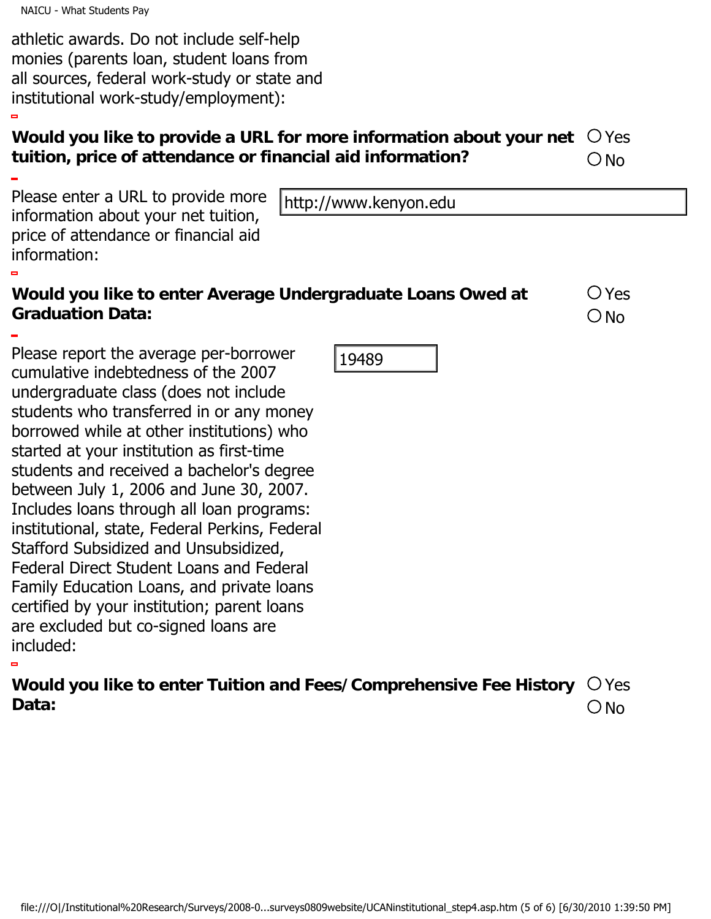athletic awards. Do not include self-help monies (parents loan, student loans from all sources, federal work-study or state and institutional work-study/employment):

**Would you like to provide a URL for more information about your net tuition, price of attendance or financial aid information?** ○ Yes ○ No

Please enter a URL to provide more information about your net tuition, price of attendance or financial aid information: http://www.kenyon.edu

**Would you like to enter Average Undergraduate Loans Owed at Graduation Data:** ○ Yes ○ No

Please report the average per-borrower cumulative indebtedness of the 2007 undergraduate class (does not include students who transferred in or any money borrowed while at other institutions) who started at your institution as first-time students and received a bachelor's degree between July 1, 2006 and June 30, 2007. Includes loans through all loan programs: institutional, state, Federal Perkins, Federal Stafford Subsidized and Unsubsidized, Federal Direct Student Loans and Federal Family Education Loans, and private loans certified by your institution; parent loans are excluded but co-signed loans are included: 19489

**Would you like to enter Tuition and Fees/ Comprehensive Fee History Data:** ○ Yes ○ No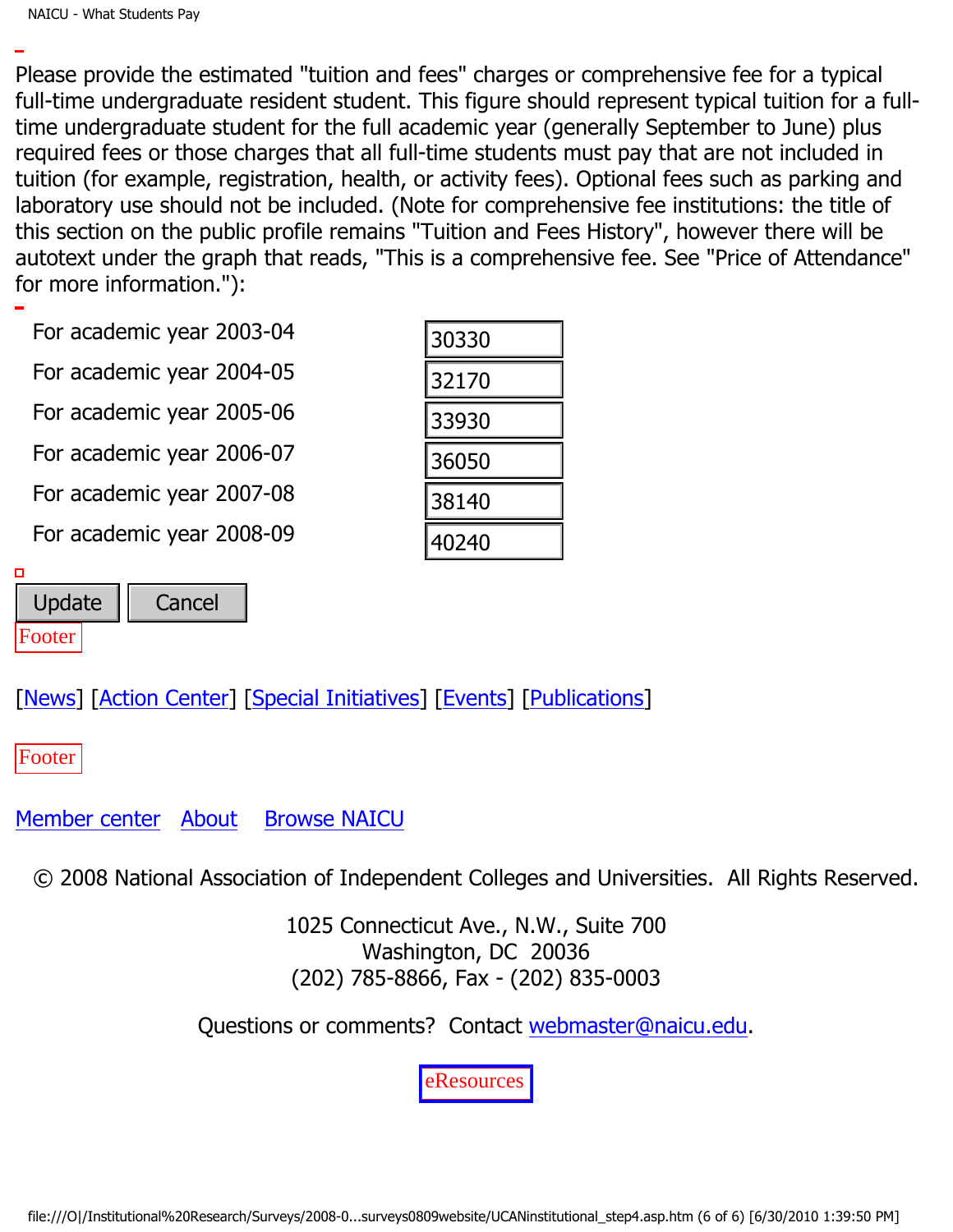Please provide the estimated "tuition and fees" charges or comprehensive fee for a typical full-time undergraduate resident student. This figure should represent typical tuition for a full-time undergraduate student for the full academic year (generally September to June) plus required fees or those charges that all full-time students must pay that are not included in tuition (for example, registration, health, or activity fees). Optional fees such as parking and laboratory use should not be included. (Note for comprehensive fee institutions: the title of this section on the public profile remains "Tuition and Fees History", however there will be autotext under the graph that reads, "This is a comprehensive fee. See "Price of Attendance" for more information."):

| | |
|---|---|
| For academic year 2003-04 | 30330 |
| For academic year 2004-05 | 32170 |
| For academic year 2005-06 | 33930 |
| For academic year 2006-07 | 36050 |
| For academic year 2007-08 | 38140 |
| For academic year 2008-09 | 40240 |

Update Cancel

Footer

[News] [Action Center] [Special Initiatives] [Events] [Publications]

Footer

Member center About Browse NAICU

© 2008 National Association of Independent Colleges and Universities. All Rights Reserved.

1025 Connecticut Ave., N.W., Suite 700
Washington, DC 20036
(202) 785-8866, Fax - (202) 835-0003

Questions or comments? Contact webmaster@naicu.edu.

eResources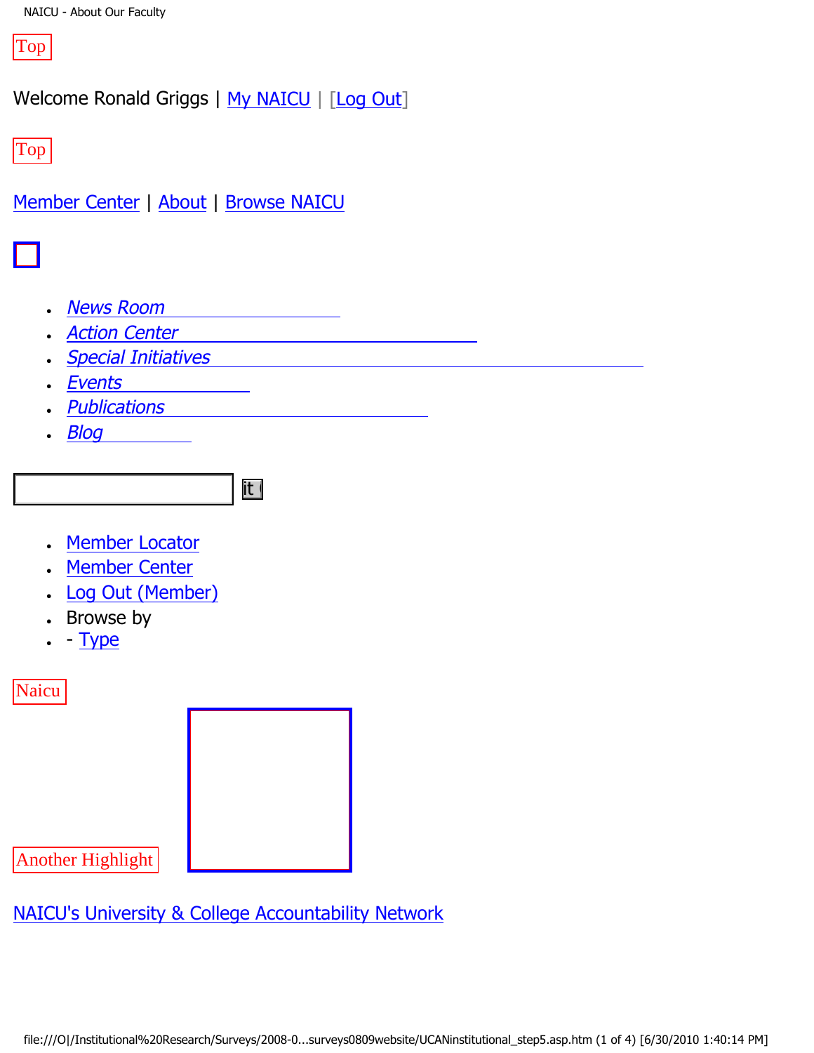Top

Welcome Ronald Griggs | My NAICU | [Log Out]

Top

Member Center | About | Browse NAICU

- *News Room*
- *Action Center*
- *Special Initiatives*
- *Events*
- *Publications*
- *Blog*

it

- Member Locator
- Member Center
- Log Out (Member)
- Browse by
- - Type

Naicu

Another Highlight

NAICU's University & College Accountability Network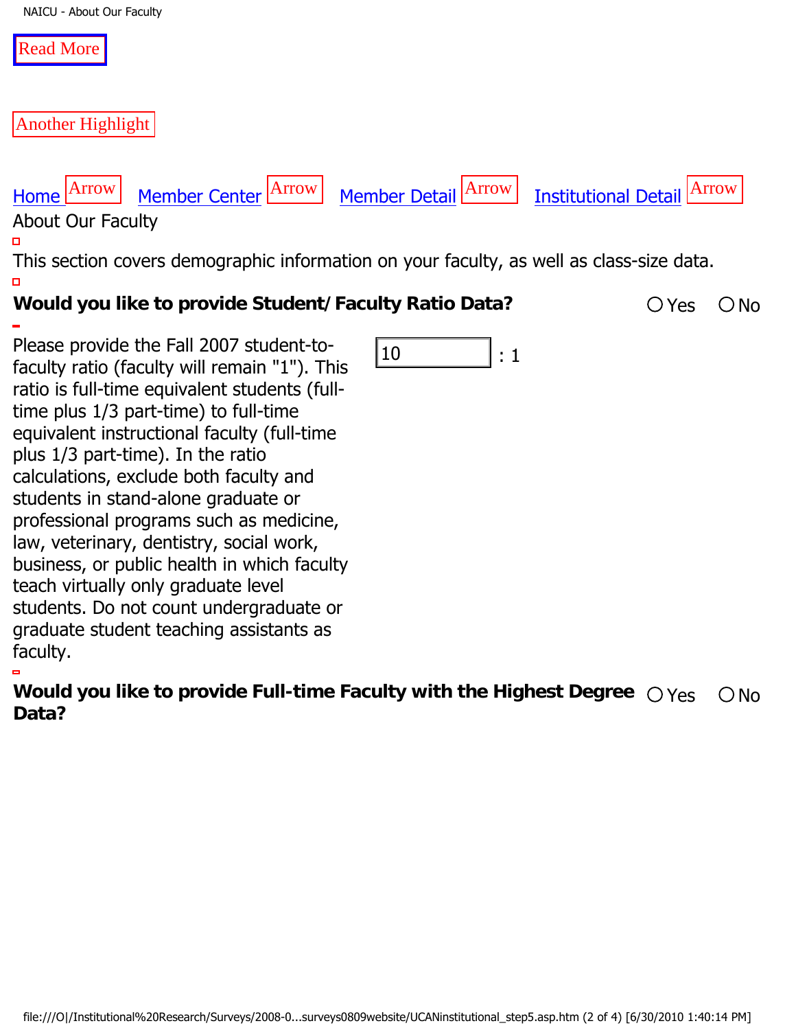Read More

Another Highlight

Home Arrow Member Center Arrow Member Detail Arrow Institutional Detail Arrow

About Our Faculty

This section covers demographic information on your faculty, as well as class-size data.

**Would you like to provide Student/ Faculty Ratio Data?** ○ Yes ○ No

Please provide the Fall 2007 student-to-faculty ratio (faculty will remain "1"). This ratio is full-time equivalent students (full-time plus 1/3 part-time) to full-time equivalent instructional faculty (full-time plus 1/3 part-time). In the ratio calculations, exclude both faculty and students in stand-alone graduate or professional programs such as medicine, law, veterinary, dentistry, social work, business, or public health in which faculty teach virtually only graduate level students. Do not count undergraduate or graduate student teaching assistants as faculty.

10 : 1

**Would you like to provide Full-time Faculty with the Highest Degree Data?** ○ Yes ○ No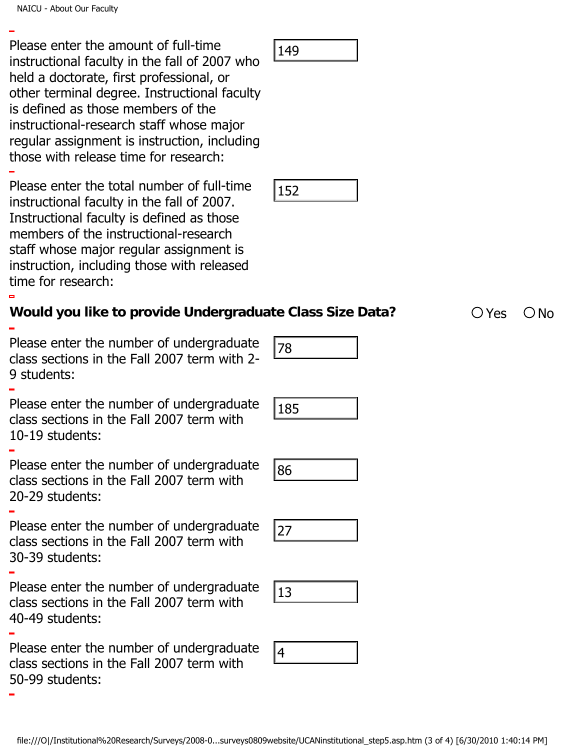Please enter the amount of full-time instructional faculty in the fall of 2007 who held a doctorate, first professional, or other terminal degree. Instructional faculty is defined as those members of the instructional-research staff whose major regular assignment is instruction, including those with release time for research: 149

Please enter the total number of full-time instructional faculty in the fall of 2007. Instructional faculty is defined as those members of the instructional-research staff whose major regular assignment is instruction, including those with released time for research: 152

**Would you like to provide Undergraduate Class Size Data?** ○ Yes ○ No

Please enter the number of undergraduate class sections in the Fall 2007 term with 2-9 students: 78

Please enter the number of undergraduate class sections in the Fall 2007 term with 10-19 students: 185

Please enter the number of undergraduate class sections in the Fall 2007 term with 20-29 students: 86

Please enter the number of undergraduate class sections in the Fall 2007 term with 30-39 students: 27

Please enter the number of undergraduate class sections in the Fall 2007 term with 40-49 students: 13

Please enter the number of undergraduate class sections in the Fall 2007 term with 50-99 students: 4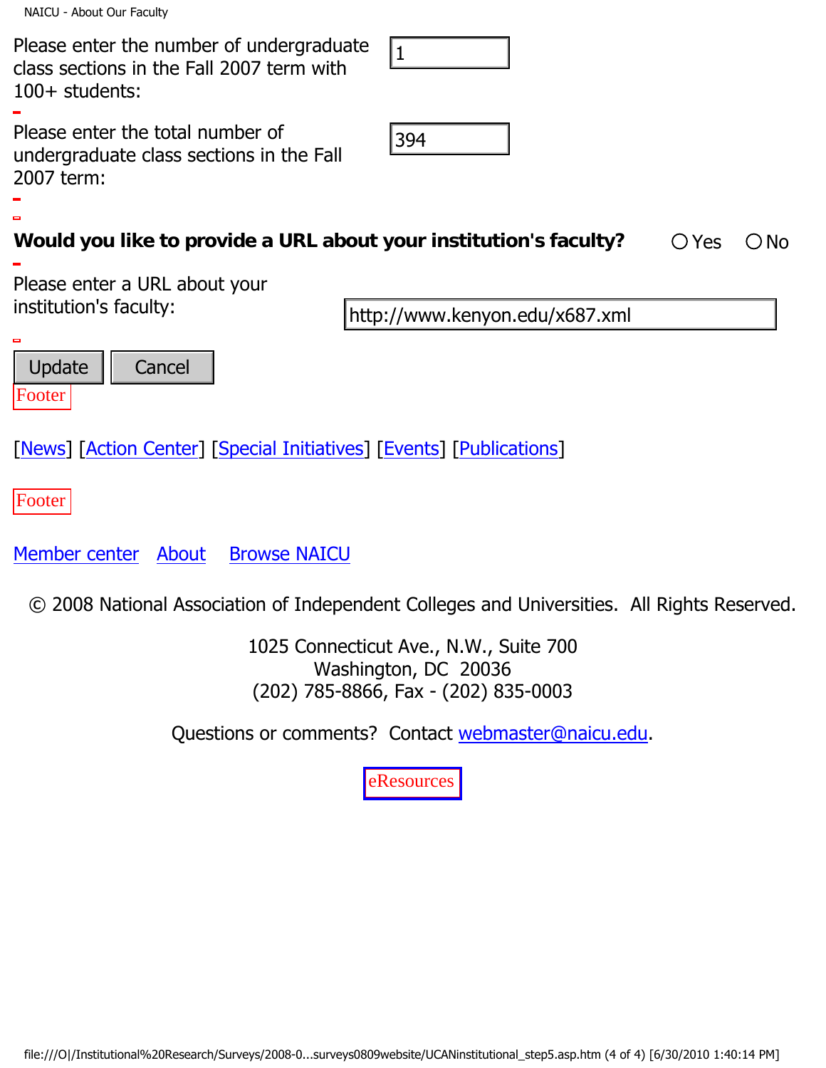Please enter the number of undergraduate class sections in the Fall 2007 term with 100+ students: 1

Please enter the total number of undergraduate class sections in the Fall 2007 term: 394

**Would you like to provide a URL about your institution's faculty?** ○ Yes ○ No

Please enter a URL about your institution's faculty: http://www.kenyon.edu/x687.xml

Update Cancel

Footer

[News] [Action Center] [Special Initiatives] [Events] [Publications]

Footer

Member center About Browse NAICU

© 2008 National Association of Independent Colleges and Universities. All Rights Reserved.

1025 Connecticut Ave., N.W., Suite 700
Washington, DC 20036
(202) 785-8866, Fax - (202) 835-0003

Questions or comments? Contact webmaster@naicu.edu.

eResources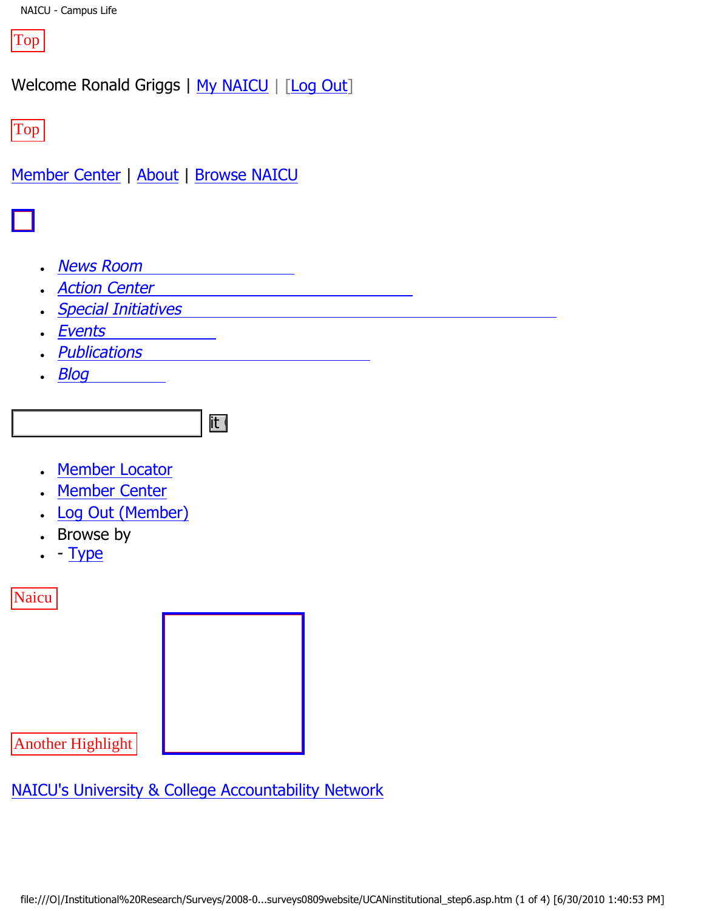Top

Welcome Ronald Griggs | My NAICU | [Log Out]

Top

Member Center | About | Browse NAICU

- *News Room*
- *Action Center*
- *Special Initiatives*
- *Events*
- *Publications*
- *Blog*

it

- Member Locator
- Member Center
- Log Out (Member)
- Browse by
- - Type

Naicu

Another Highlight

NAICU's University & College Accountability Network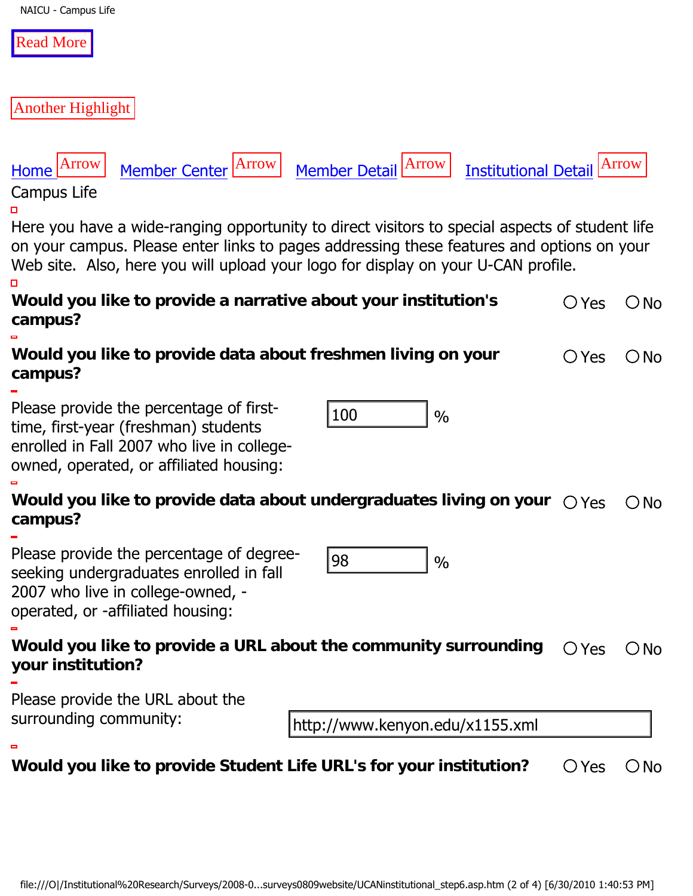Read More

Another Highlight

Home Arrow Member Center Arrow Member Detail Arrow Institutional Detail Arrow

Campus Life

Here you have a wide-ranging opportunity to direct visitors to special aspects of student life on your campus. Please enter links to pages addressing these features and options on your Web site.  Also, here you will upload your logo for display on your U-CAN profile.

**Would you like to provide a narrative about your institution's campus?** ○ Yes ○ No

**Would you like to provide data about freshmen living on your campus?** ○ Yes ○ No

Please provide the percentage of first-time, first-year (freshman) students enrolled in Fall 2007 who live in college-owned, operated, or affiliated housing: 100 %

**Would you like to provide data about undergraduates living on your campus?** ○ Yes ○ No

Please provide the percentage of degree-seeking undergraduates enrolled in fall 2007 who live in college-owned, -operated, or -affiliated housing: 98 %

**Would you like to provide a URL about the community surrounding your institution?** ○ Yes ○ No

Please provide the URL about the surrounding community: http://www.kenyon.edu/x1155.xml

**Would you like to provide Student Life URL's for your institution?** ○ Yes ○ No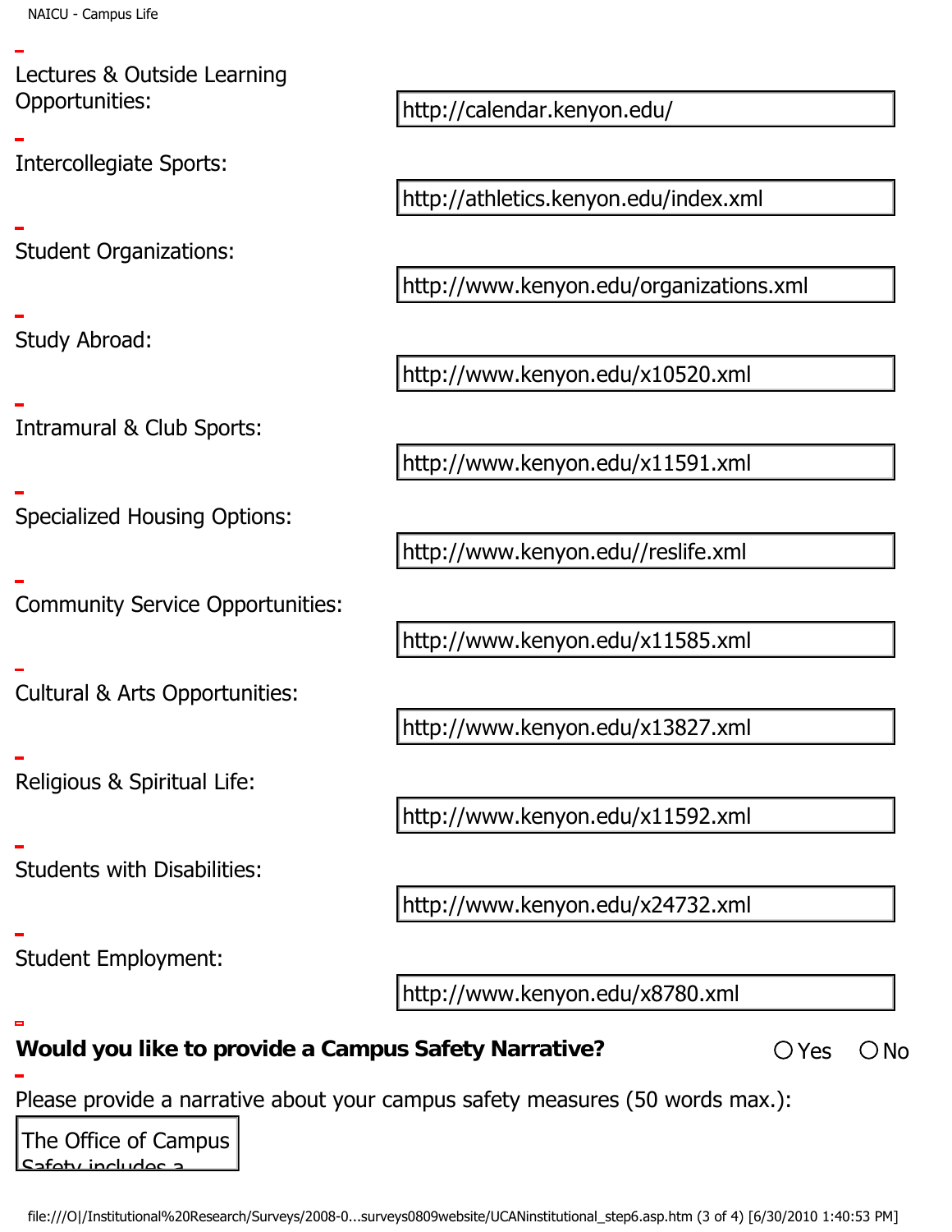Lectures & Outside Learning Opportunities: http://calendar.kenyon.edu/

Intercollegiate Sports: http://athletics.kenyon.edu/index.xml

Student Organizations: http://www.kenyon.edu/organizations.xml

Study Abroad: http://www.kenyon.edu/x10520.xml

Intramural & Club Sports: http://www.kenyon.edu/x11591.xml

Specialized Housing Options: http://www.kenyon.edu//reslife.xml

Community Service Opportunities: http://www.kenyon.edu/x11585.xml

Cultural & Arts Opportunities: http://www.kenyon.edu/x13827.xml

Religious & Spiritual Life: http://www.kenyon.edu/x11592.xml

Students with Disabilities: http://www.kenyon.edu/x24732.xml

Student Employment: http://www.kenyon.edu/x8780.xml

**Would you like to provide a Campus Safety Narrative?** ○ Yes ○ No

Please provide a narrative about your campus safety measures (50 words max.):

The Office of Campus Safety includes a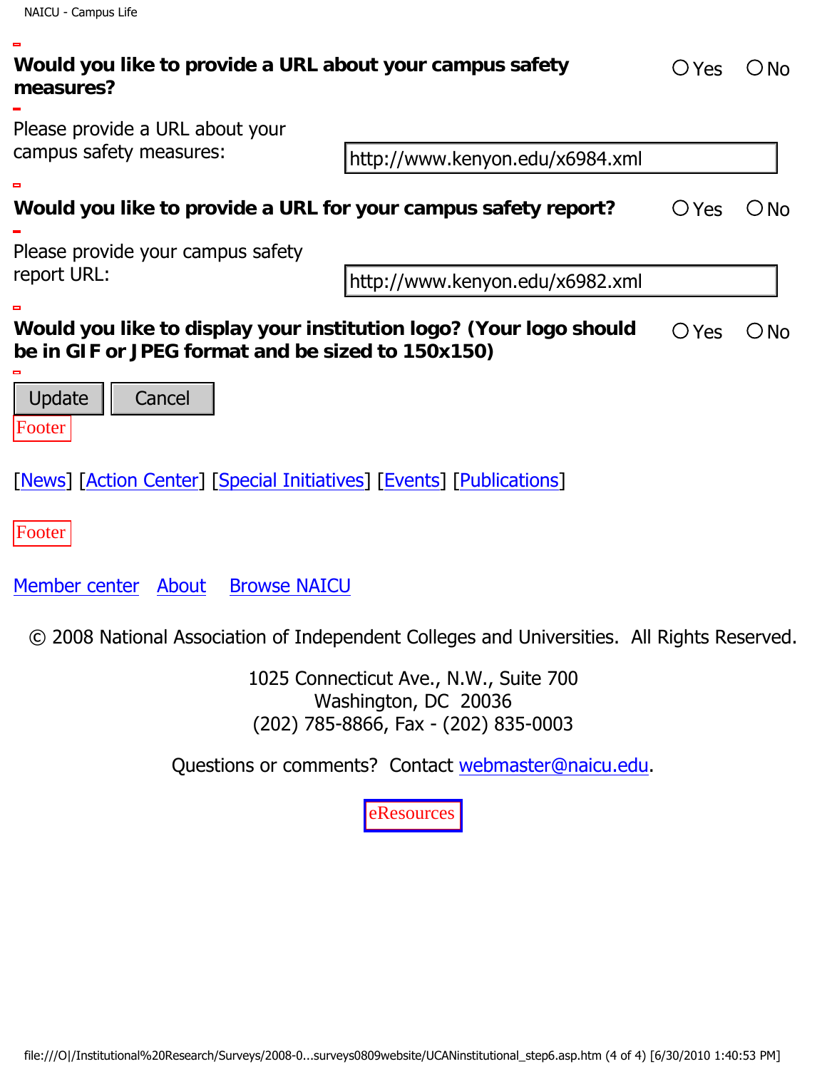**Would you like to provide a URL about your campus safety measures?** ○ Yes ○ No

Please provide a URL about your campus safety measures: http://www.kenyon.edu/x6984.xml

**Would you like to provide a URL for your campus safety report?** ○ Yes ○ No

Please provide your campus safety report URL: http://www.kenyon.edu/x6982.xml

**Would you like to display your institution logo? (Your logo should be in GIF or JPEG format and be sized to 150x150)** ○ Yes ○ No

Update Cancel

Footer

[News] [Action Center] [Special Initiatives] [Events] [Publications]

Footer

Member center About Browse NAICU

© 2008 National Association of Independent Colleges and Universities. All Rights Reserved.

1025 Connecticut Ave., N.W., Suite 700
Washington, DC 20036
(202) 785-8866, Fax - (202) 835-0003

Questions or comments? Contact webmaster@naicu.edu.

eResources